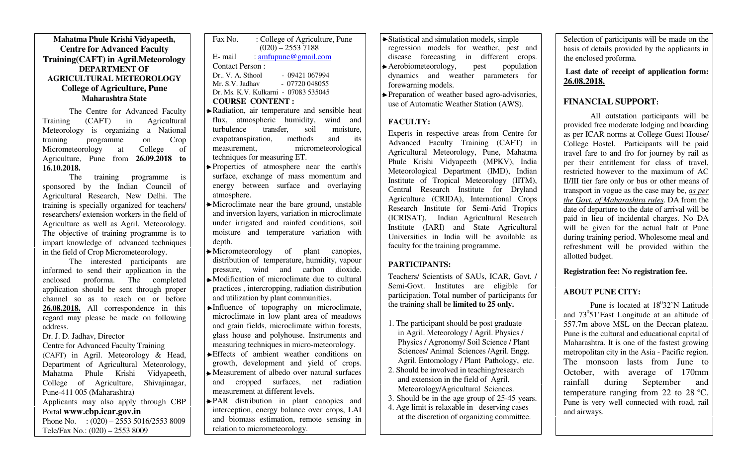**Mahatma Phule Krishi Vidyapeeth,**
**Centre for Advanced Faculty Training(CAFT) in Agril.Meteorology**
**DEPARTMENT OF AGRICULTURAL METEOROLOGY**
**College of Agriculture, Pune**
**Maharashtra State**

The Centre for Advanced Faculty Training (CAFT) in Agricultural Meteorology is organizing a National training programme on Crop Micrometeorology at College of Agriculture, Pune from **26.09.2018 to 16.10.2018.**

The training programme is sponsored by the Indian Council of Agricultural Research, New Delhi. The training is specially organized for teachers/ researchers/ extension workers in the field of Agriculture as well as Agril. Meteorology. The objective of training programme is to impart knowledge of advanced techniques in the field of Crop Micrometeorology.

The interested participants are informed to send their application in the enclosed proforma. The completed application should be sent through proper channel so as to reach on or before **26.08.2018.** All correspondence in this regard may please be made on following address.

Dr. J. D. Jadhav, Director
Centre for Advanced Faculty Training (CAFT) in Agril. Meteorology & Head, Department of Agricultural Meteorology, Mahatma Phule Krishi Vidyapeeth, College of Agriculture, Shivajinagar, Pune-411 005 (Maharashtra)

Applicants may also apply through CBP Portal **www.cbp.icar.gov.in**

Phone No. : (020) – 2553 5016/2553 8009
Tele/Fax No.: (020) – 2553 8009
Fax No. : College of Agriculture, Pune (020) – 2553 7188
E- mail : amfupune@gmail.com

Contact Person :
Dr.. V. A. Sthool - 09421 067994
Mr. S.V. Jadhav - 07720 048055
Dr. Ms. K.V. Kulkarni - 07083 535045

**COURSE CONTENT :**

- Radiation, air temperature and sensible heat flux, atmospheric humidity, wind and turbulence transfer, soil moisture, evapotranspiration, methods and its measurement, micrometeorological techniques for measuring ET.
- Properties of atmosphere near the earth's surface, exchange of mass momentum and energy between surface and overlaying atmosphere.
- Microclimate near the bare ground, unstable and inversion layers, variation in microclimate under irrigated and rainfed conditions, soil moisture and temperature variation with depth.
- Micrometeorology of plant canopies, distribution of temperature, humidity, vapour pressure, wind and carbon dioxide.
- Modification of microclimate due to cultural practices , intercropping, radiation distribution and utilization by plant communities.
- Influence of topography on microclimate, microclimate in low plant area of meadows and grain fields, microclimate within forests, glass house and polyhouse. Instruments and measuring techniques in micro-meteorology.
- Effects of ambient weather conditions on growth, development and yield of crops.
- Measurement of albedo over natural surfaces and cropped surfaces, net radiation measurement at different levels.
- PAR distribution in plant canopies and interception, energy balance over crops, LAI and biomass estimation, remote sensing in relation to micrometeorology.
- Statistical and simulation models, simple regression models for weather, pest and disease forecasting in different crops.
- Aerobiometeorology, pest population dynamics and weather parameters for forewarning models.
- Preparation of weather based agro-advisories, use of Automatic Weather Station (AWS).

**FACULTY:**

Experts in respective areas from Centre for Advanced Faculty Training (CAFT) in Agricultural Meteorology, Pune, Mahatma Phule Krishi Vidyapeeth (MPKV), India Meteorological Department (IMD), Indian Institute of Tropical Meteorology (IITM), Central Research Institute for Dryland Agriculture (CRIDA), International Crops Research Institute for Semi-Arid Tropics (ICRISAT), Indian Agricultural Research Institute (IARI) and State Agricultural Universities in India will be available as faculty for the training programme.

**PARTICIPANTS:**

Teachers/ Scientists of SAUs, ICAR, Govt. / Semi-Govt. Institutes are eligible for participation. Total number of participants for the training shall be **limited to 25 only.**

1. The participant should be post graduate in Agril. Meteorology / Agril. Physics / Physics / Agronomy/ Soil Science / Plant Sciences/ Animal Sciences /Agril. Engg. Agril. Entomology / Plant Pathology, etc.
2. Should be involved in teaching/research and extension in the field of Agril. Meteorology/Agricultural Sciences.
3. Should be in the age group of 25-45 years.
4. Age limit is relaxable in deserving cases at the discretion of organizing committee.

Selection of participants will be made on the basis of details provided by the applicants in the enclosed proforma.

**Last date of receipt of application form: 26.08.2018.**

**FINANCIAL SUPPORT:**

All outstation participants will be provided free moderate lodging and boarding as per ICAR norms at College Guest House/ College Hostel. Participants will be paid travel fare to and fro for journey by rail as per their entitlement for class of travel, restricted however to the maximum of AC II/III tier fare only or bus or other means of transport in vogue as the case may be, *as per the Govt. of Maharashtra rules*. DA from the date of departure to the date of arrival will be paid in lieu of incidental charges. No DA will be given for the actual halt at Pune during training period. Wholesome meal and refreshment will be provided within the allotted budget.

**Registration fee: No registration fee.**

**ABOUT PUNE CITY:**

Pune is located at $18^0$32'N Latitude and $73^0$51'East Longitude at an altitude of 557.7m above MSL on the Deccan plateau. Pune is the cultural and educational capital of Maharashtra. It is one of the fastest growing metropolitan city in the Asia - Pacific region. The monsoon lasts from June to October, with average of 170mm rainfall during September and temperature ranging from 22 to 28 °C. Pune is very well connected with road, rail and airways.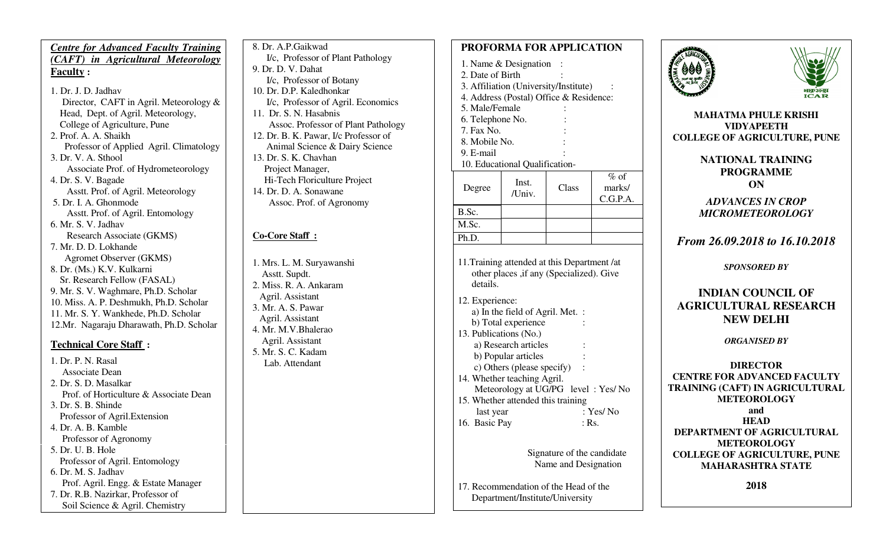***Centre for Advanced Faculty Training (CAFT) in Agricultural Meteorology***

**Faculty :**

1. Dr. J. D. Jadhav
   Director, CAFT in Agril. Meteorology & Head, Dept. of Agril. Meteorology, College of Agriculture, Pune
2. Prof. A. A. Shaikh
   Professor of Applied Agril. Climatology
3. Dr. V. A. Sthool
   Associate Prof. of Hydrometeorology
4. Dr. S. V. Bagade
   Asstt. Prof. of Agril. Meteorology
5. Dr. I. A. Ghonmode
   Asstt. Prof. of Agril. Entomology
6. Mr. S. V. Jadhav
   Research Associate (GKMS)
7. Mr. D. D. Lokhande
   Agromet Observer (GKMS)
8. Dr. (Ms.) K.V. Kulkarni
   Sr. Research Fellow (FASAL)
9. Mr. S. V. Waghmare, Ph.D. Scholar
10. Miss. A. P. Deshmukh, Ph.D. Scholar
11. Mr. S. Y. Wankhede, Ph.D. Scholar
12. Mr. Nagaraju Dharawath, Ph.D. Scholar

**Technical Core Staff :**

1. Dr. P. N. Rasal
   Associate Dean
2. Dr. S. D. Masalkar
   Prof. of Horticulture & Associate Dean
3. Dr. S. B. Shinde
   Professor of Agril.Extension
4. Dr. A. B. Kamble
   Professor of Agronomy
5. Dr. U. B. Hole
   Professor of Agril. Entomology
6. Dr. M. S. Jadhav
   Prof. Agril. Engg. & Estate Manager
7. Dr. R.B. Nazirkar, Professor of Soil Science & Agril. Chemistry
8. Dr. A.P.Gaikwad
   I/c, Professor of Plant Pathology
9. Dr. D. V. Dahat
   I/c, Professor of Botany
10. Dr. D.P. Kaledhonkar
    I/c, Professor of Agril. Economics
11. Dr. S. N. Hasabnis
    Assoc. Professor of Plant Pathology
12. Dr. B. K. Pawar, I/c Professor of Animal Science & Dairy Science
13. Dr. S. K. Chavhan
    Project Manager, Hi-Tech Floriculture Project
14. Dr. D. A. Sonawane
    Assoc. Prof. of Agronomy

**Co-Core Staff :**

1. Mrs. L. M. Suryawanshi
   Asstt. Supdt.
2. Miss. R. A. Ankaram
   Agril. Assistant
3. Mr. A. S. Pawar
   Agril. Assistant
4. Mr. M.V.Bhalerao
   Agril. Assistant
5. Mr. S. C. Kadam
   Lab. Attendant

## PROFORMA FOR APPLICATION

1. Name & Designation :
2. Date of Birth :
3. Affiliation (University/Institute) :
4. Address (Postal) Office & Residence:
5. Male/Female :
6. Telephone No. :
7. Fax No. :
8. Mobile No. :
9. E-mail :
10. Educational Qualification-

| Degree | Inst. /Univ. | Class | % of marks/ C.G.P.A. |
|---|---|---|---|
| B.Sc. | | | |
| M.Sc. | | | |
| Ph.D. | | | |

11. Training attended at this Department /at other places ,if any (Specialized). Give details.
12. Experience:
    a) In the field of Agril. Met. :
    b) Total experience :
13. Publications (No.)
    a) Research articles :
    b) Popular articles :
    c) Others (please specify) :
14. Whether teaching Agril. Meteorology at UG/PG level : Yes/ No
15. Whether attended this training last year : Yes/ No
16. Basic Pay : Rs.

Signature of the candidate
Name and Designation

17. Recommendation of the Head of the Department/Institute/University

**MAHATMA PHULE KRISHI VIDYAPEETH**
**COLLEGE OF AGRICULTURE, PUNE**

# NATIONAL TRAINING PROGRAMME ON

## *ADVANCES IN CROP MICROMETEOROLOGY*

***From 26.09.2018 to 16.10.2018***

***SPONSORED BY***

## INDIAN COUNCIL OF AGRICULTURAL RESEARCH NEW DELHI

***ORGANISED BY***

**DIRECTOR**
**CENTRE FOR ADVANCED FACULTY TRAINING (CAFT) IN AGRICULTURAL METEOROLOGY**
**and**
**HEAD**
**DEPARTMENT OF AGRICULTURAL METEOROLOGY**
**COLLEGE OF AGRICULTURE, PUNE**
**MAHARASHTRA STATE**

**2018**